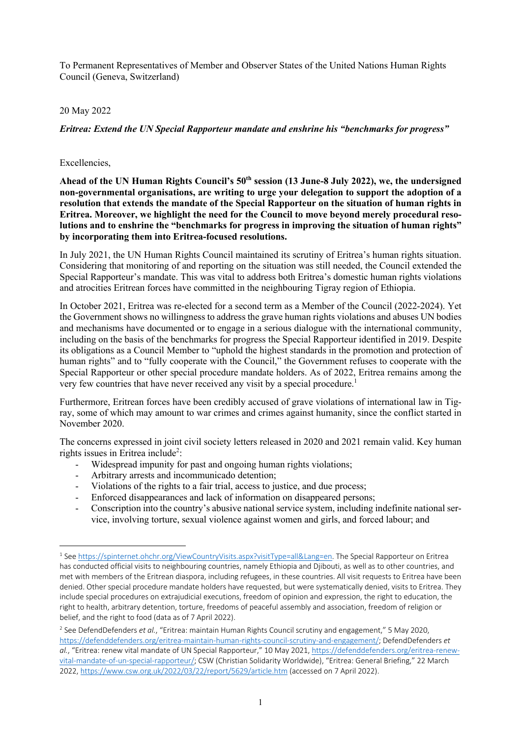To Permanent Representatives of Member and Observer States of the United Nations Human Rights Council (Geneva, Switzerland)

20 May 2022

***Eritrea: Extend the UN Special Rapporteur mandate and enshrine his "benchmarks for progress"***

Excellencies,

**Ahead of the UN Human Rights Council's 50th session (13 June-8 July 2022), we, the undersigned non-governmental organisations, are writing to urge your delegation to support the adoption of a resolution that extends the mandate of the Special Rapporteur on the situation of human rights in Eritrea. Moreover, we highlight the need for the Council to move beyond merely procedural resolutions and to enshrine the "benchmarks for progress in improving the situation of human rights" by incorporating them into Eritrea-focused resolutions.**

In July 2021, the UN Human Rights Council maintained its scrutiny of Eritrea's human rights situation. Considering that monitoring of and reporting on the situation was still needed, the Council extended the Special Rapporteur's mandate. This was vital to address both Eritrea's domestic human rights violations and atrocities Eritrean forces have committed in the neighbouring Tigray region of Ethiopia.

In October 2021, Eritrea was re-elected for a second term as a Member of the Council (2022-2024). Yet the Government shows no willingness to address the grave human rights violations and abuses UN bodies and mechanisms have documented or to engage in a serious dialogue with the international community, including on the basis of the benchmarks for progress the Special Rapporteur identified in 2019. Despite its obligations as a Council Member to "uphold the highest standards in the promotion and protection of human rights" and to "fully cooperate with the Council," the Government refuses to cooperate with the Special Rapporteur or other special procedure mandate holders. As of 2022, Eritrea remains among the very few countries that have never received any visit by a special procedure.[1]

Furthermore, Eritrean forces have been credibly accused of grave violations of international law in Tigray, some of which may amount to war crimes and crimes against humanity, since the conflict started in November 2020.

The concerns expressed in joint civil society letters released in 2020 and 2021 remain valid. Key human rights issues in Eritrea include[2]:

- Widespread impunity for past and ongoing human rights violations;
- Arbitrary arrests and incommunicado detention;
- Violations of the rights to a fair trial, access to justice, and due process;
- Enforced disappearances and lack of information on disappeared persons;
- Conscription into the country's abusive national service system, including indefinite national service, involving torture, sexual violence against women and girls, and forced labour; and

---

[1] See https://spinternet.ohchr.org/ViewCountryVisits.aspx?visitType=all&Lang=en. The Special Rapporteur on Eritrea has conducted official visits to neighbouring countries, namely Ethiopia and Djibouti, as well as to other countries, and met with members of the Eritrean diaspora, including refugees, in these countries. All visit requests to Eritrea have been denied. Other special procedure mandate holders have requested, but were systematically denied, visits to Eritrea. They include special procedures on extrajudicial executions, freedom of opinion and expression, the right to education, the right to health, arbitrary detention, torture, freedoms of peaceful assembly and association, freedom of religion or belief, and the right to food (data as of 7 April 2022).

[2] See DefendDefenders *et al.*, "Eritrea: maintain Human Rights Council scrutiny and engagement," 5 May 2020, https://defenddefenders.org/eritrea-maintain-human-rights-council-scrutiny-and-engagement/; DefendDefenders *et al.*, "Eritrea: renew vital mandate of UN Special Rapporteur," 10 May 2021, https://defenddefenders.org/eritrea-renew-vital-mandate-of-un-special-rapporteur/; CSW (Christian Solidarity Worldwide), "Eritrea: General Briefing," 22 March 2022, https://www.csw.org.uk/2022/03/22/report/5629/article.htm (accessed on 7 April 2022).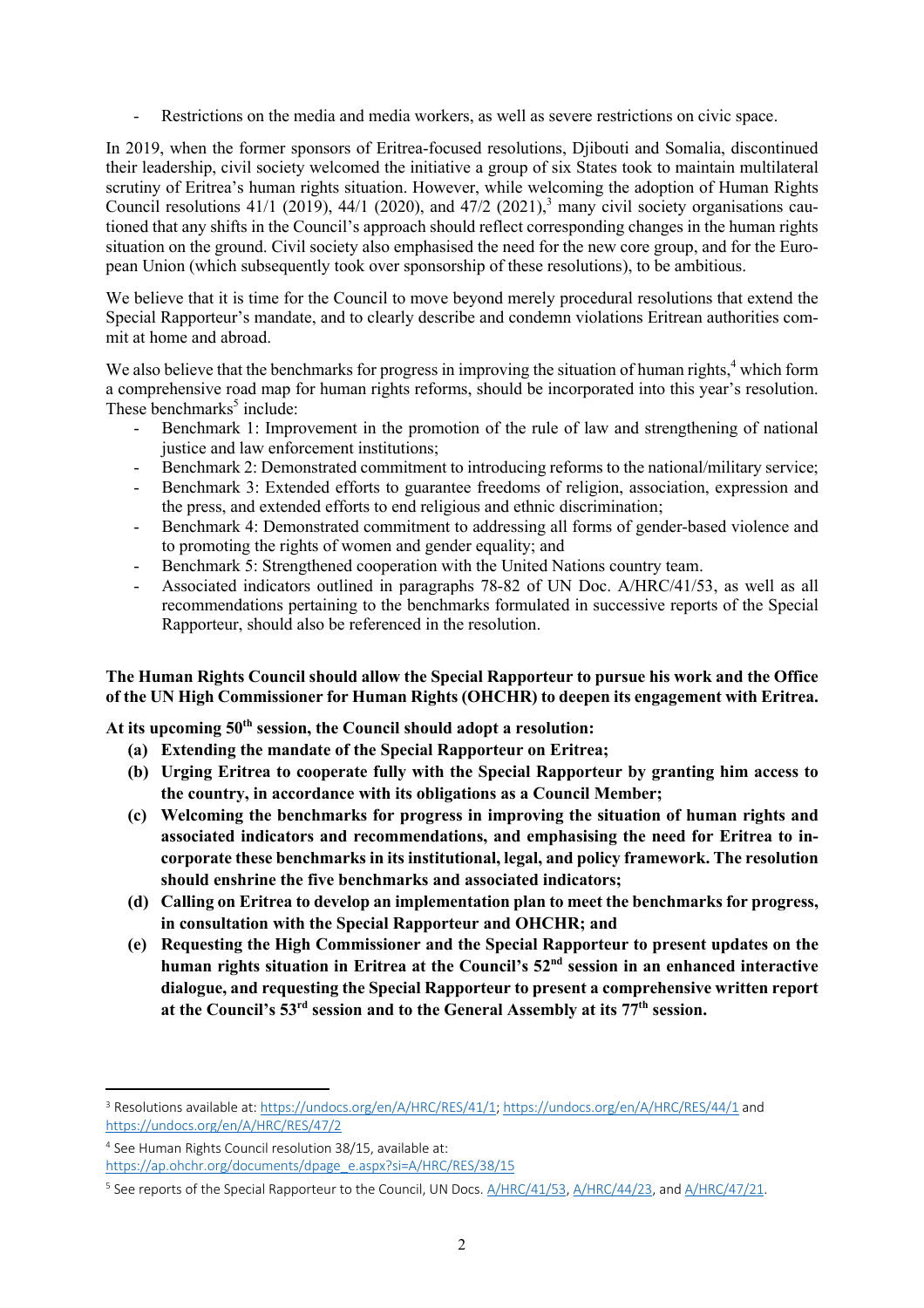- Restrictions on the media and media workers, as well as severe restrictions on civic space.

In 2019, when the former sponsors of Eritrea-focused resolutions, Djibouti and Somalia, discontinued their leadership, civil society welcomed the initiative a group of six States took to maintain multilateral scrutiny of Eritrea's human rights situation. However, while welcoming the adoption of Human Rights Council resolutions 41/1 (2019), 44/1 (2020), and 47/2 (2021),[3] many civil society organisations cautioned that any shifts in the Council's approach should reflect corresponding changes in the human rights situation on the ground. Civil society also emphasised the need for the new core group, and for the European Union (which subsequently took over sponsorship of these resolutions), to be ambitious.

We believe that it is time for the Council to move beyond merely procedural resolutions that extend the Special Rapporteur's mandate, and to clearly describe and condemn violations Eritrean authorities commit at home and abroad.

We also believe that the benchmarks for progress in improving the situation of human rights,[4] which form a comprehensive road map for human rights reforms, should be incorporated into this year's resolution. These benchmarks[5] include:

- Benchmark 1: Improvement in the promotion of the rule of law and strengthening of national justice and law enforcement institutions;
- Benchmark 2: Demonstrated commitment to introducing reforms to the national/military service;
- Benchmark 3: Extended efforts to guarantee freedoms of religion, association, expression and the press, and extended efforts to end religious and ethnic discrimination;
- Benchmark 4: Demonstrated commitment to addressing all forms of gender-based violence and to promoting the rights of women and gender equality; and
- Benchmark 5: Strengthened cooperation with the United Nations country team.
- Associated indicators outlined in paragraphs 78-82 of UN Doc. A/HRC/41/53, as well as all recommendations pertaining to the benchmarks formulated in successive reports of the Special Rapporteur, should also be referenced in the resolution.

**The Human Rights Council should allow the Special Rapporteur to pursue his work and the Office of the UN High Commissioner for Human Rights (OHCHR) to deepen its engagement with Eritrea.**

**At its upcoming 50th session, the Council should adopt a resolution:**

**(a) Extending the mandate of the Special Rapporteur on Eritrea;**

**(b) Urging Eritrea to cooperate fully with the Special Rapporteur by granting him access to the country, in accordance with its obligations as a Council Member;**

**(c) Welcoming the benchmarks for progress in improving the situation of human rights and associated indicators and recommendations, and emphasising the need for Eritrea to incorporate these benchmarks in its institutional, legal, and policy framework. The resolution should enshrine the five benchmarks and associated indicators;**

**(d) Calling on Eritrea to develop an implementation plan to meet the benchmarks for progress, in consultation with the Special Rapporteur and OHCHR; and**

**(e) Requesting the High Commissioner and the Special Rapporteur to present updates on the human rights situation in Eritrea at the Council's 52nd session in an enhanced interactive dialogue, and requesting the Special Rapporteur to present a comprehensive written report at the Council's 53rd session and to the General Assembly at its 77th session.**

---

[3] Resolutions available at: https://undocs.org/en/A/HRC/RES/41/1; https://undocs.org/en/A/HRC/RES/44/1 and https://undocs.org/en/A/HRC/RES/47/2

[4] See Human Rights Council resolution 38/15, available at: https://ap.ohchr.org/documents/dpage_e.aspx?si=A/HRC/RES/38/15

[5] See reports of the Special Rapporteur to the Council, UN Docs. A/HRC/41/53, A/HRC/44/23, and A/HRC/47/21.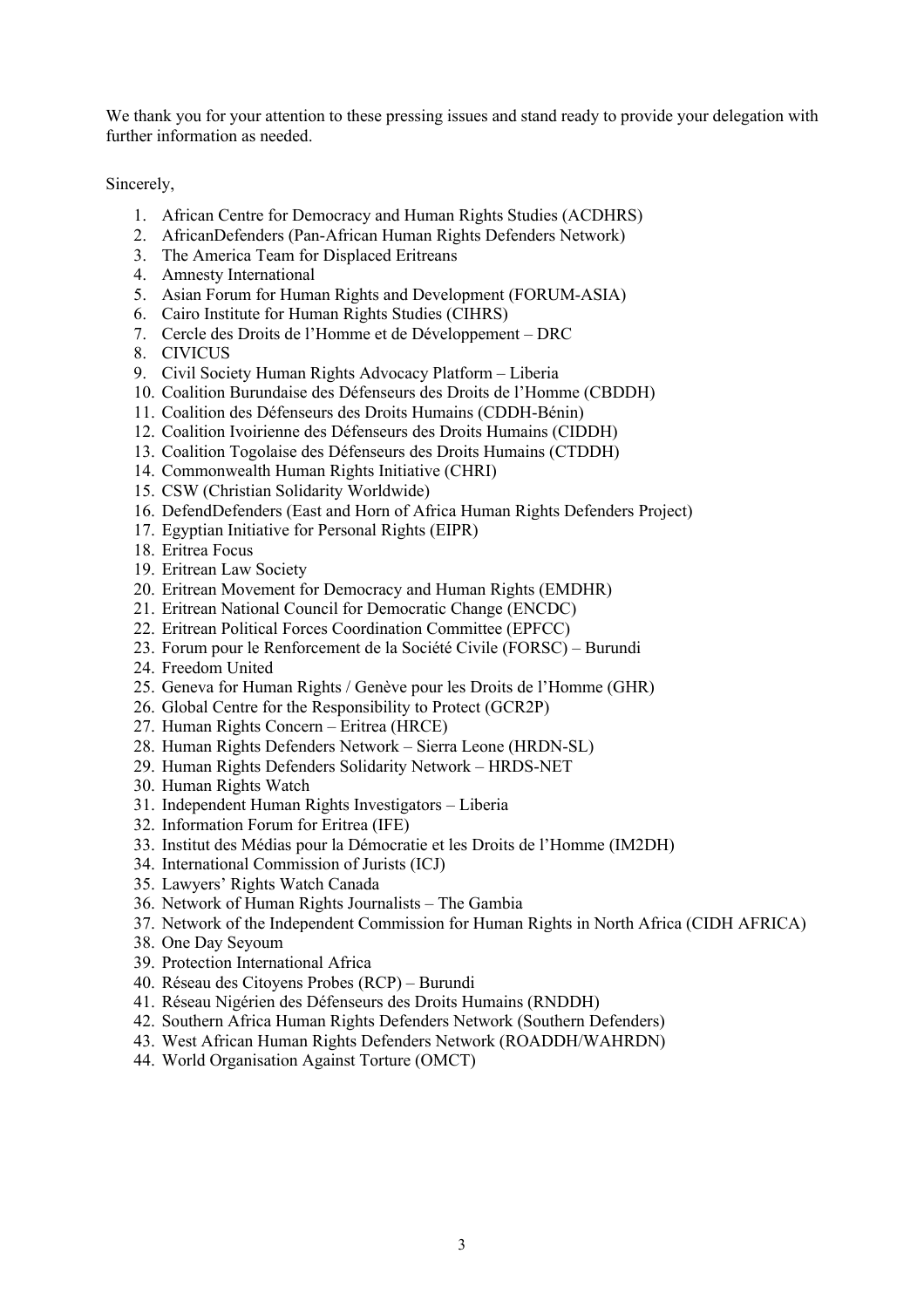We thank you for your attention to these pressing issues and stand ready to provide your delegation with further information as needed.

Sincerely,

1. African Centre for Democracy and Human Rights Studies (ACDHRS)
2. AfricanDefenders (Pan-African Human Rights Defenders Network)
3. The America Team for Displaced Eritreans
4. Amnesty International
5. Asian Forum for Human Rights and Development (FORUM-ASIA)
6. Cairo Institute for Human Rights Studies (CIHRS)
7. Cercle des Droits de l'Homme et de Développement – DRC
8. CIVICUS
9. Civil Society Human Rights Advocacy Platform – Liberia
10. Coalition Burundaise des Défenseurs des Droits de l'Homme (CBDDH)
11. Coalition des Défenseurs des Droits Humains (CDDH-Bénin)
12. Coalition Ivoirienne des Défenseurs des Droits Humains (CIDDH)
13. Coalition Togolaise des Défenseurs des Droits Humains (CTDDH)
14. Commonwealth Human Rights Initiative (CHRI)
15. CSW (Christian Solidarity Worldwide)
16. DefendDefenders (East and Horn of Africa Human Rights Defenders Project)
17. Egyptian Initiative for Personal Rights (EIPR)
18. Eritrea Focus
19. Eritrean Law Society
20. Eritrean Movement for Democracy and Human Rights (EMDHR)
21. Eritrean National Council for Democratic Change (ENCDC)
22. Eritrean Political Forces Coordination Committee (EPFCC)
23. Forum pour le Renforcement de la Société Civile (FORSC) – Burundi
24. Freedom United
25. Geneva for Human Rights / Genève pour les Droits de l'Homme (GHR)
26. Global Centre for the Responsibility to Protect (GCR2P)
27. Human Rights Concern – Eritrea (HRCE)
28. Human Rights Defenders Network – Sierra Leone (HRDN-SL)
29. Human Rights Defenders Solidarity Network – HRDS-NET
30. Human Rights Watch
31. Independent Human Rights Investigators – Liberia
32. Information Forum for Eritrea (IFE)
33. Institut des Médias pour la Démocratie et les Droits de l'Homme (IM2DH)
34. International Commission of Jurists (ICJ)
35. Lawyers' Rights Watch Canada
36. Network of Human Rights Journalists – The Gambia
37. Network of the Independent Commission for Human Rights in North Africa (CIDH AFRICA)
38. One Day Seyoum
39. Protection International Africa
40. Réseau des Citoyens Probes (RCP) – Burundi
41. Réseau Nigérien des Défenseurs des Droits Humains (RNDDH)
42. Southern Africa Human Rights Defenders Network (Southern Defenders)
43. West African Human Rights Defenders Network (ROADDH/WAHRDN)
44. World Organisation Against Torture (OMCT)